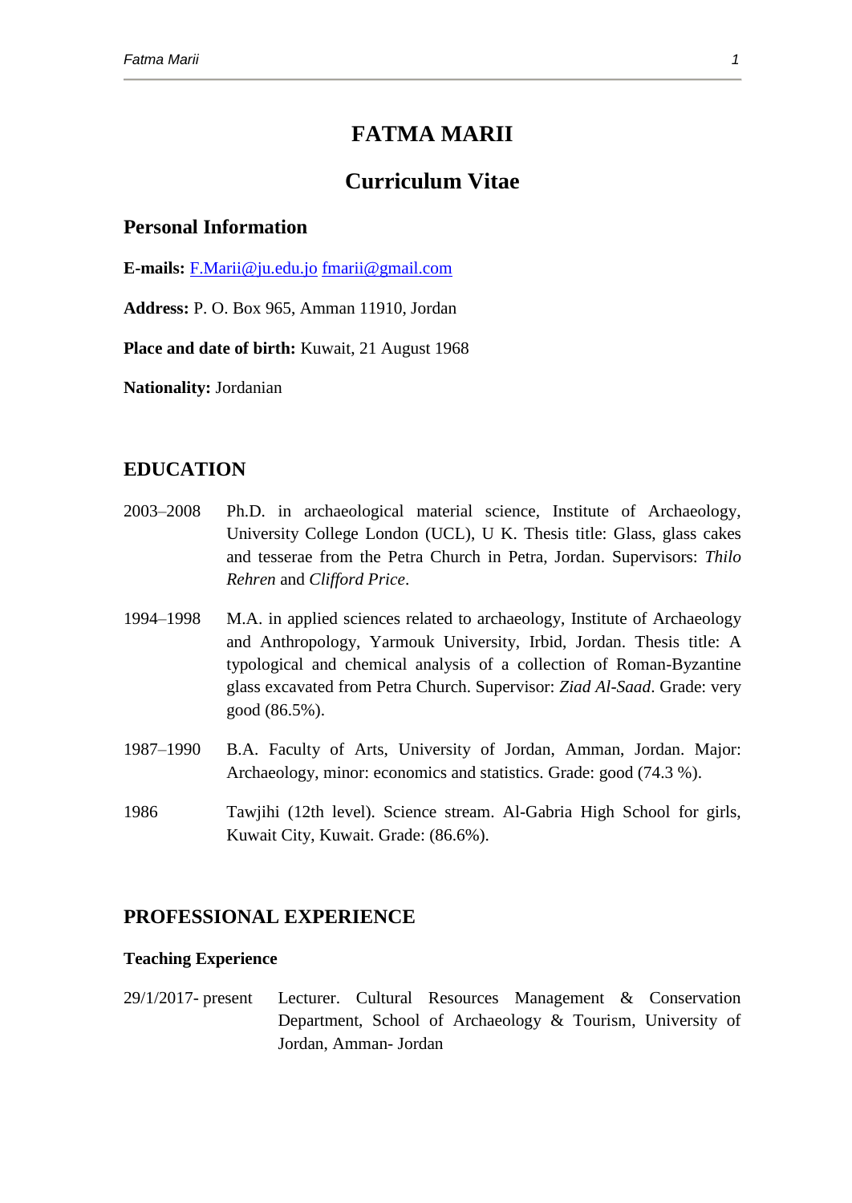# FATMA MARII

## Curriculum Vitae

### Personal Information

**E-mails:** F.Marii@ju.edu.jo fmarii@gmail.com

**Address:** P. O. Box 965, Amman 11910, Jordan

**Place and date of birth:** Kuwait, 21 August 1968

**Nationality:** Jordanian

## EDUCATION

2003–2008 Ph.D. in archaeological material science, Institute of Archaeology, University College London (UCL), U K. Thesis title: Glass, glass cakes and tesserae from the Petra Church in Petra, Jordan. Supervisors: *Thilo Rehren* and *Clifford Price*.

1994–1998 M.A. in applied sciences related to archaeology, Institute of Archaeology and Anthropology, Yarmouk University, Irbid, Jordan. Thesis title: A typological and chemical analysis of a collection of Roman-Byzantine glass excavated from Petra Church. Supervisor: *Ziad Al-Saad*. Grade: very good (86.5%).

1987–1990 B.A. Faculty of Arts, University of Jordan, Amman, Jordan. Major: Archaeology, minor: economics and statistics. Grade: good (74.3 %).

1986 Tawjihi (12th level). Science stream. Al-Gabria High School for girls, Kuwait City, Kuwait. Grade: (86.6%).

## PROFESSIONAL EXPERIENCE

### Teaching Experience

29/1/2017- present Lecturer. Cultural Resources Management & Conservation Department, School of Archaeology & Tourism, University of Jordan, Amman- Jordan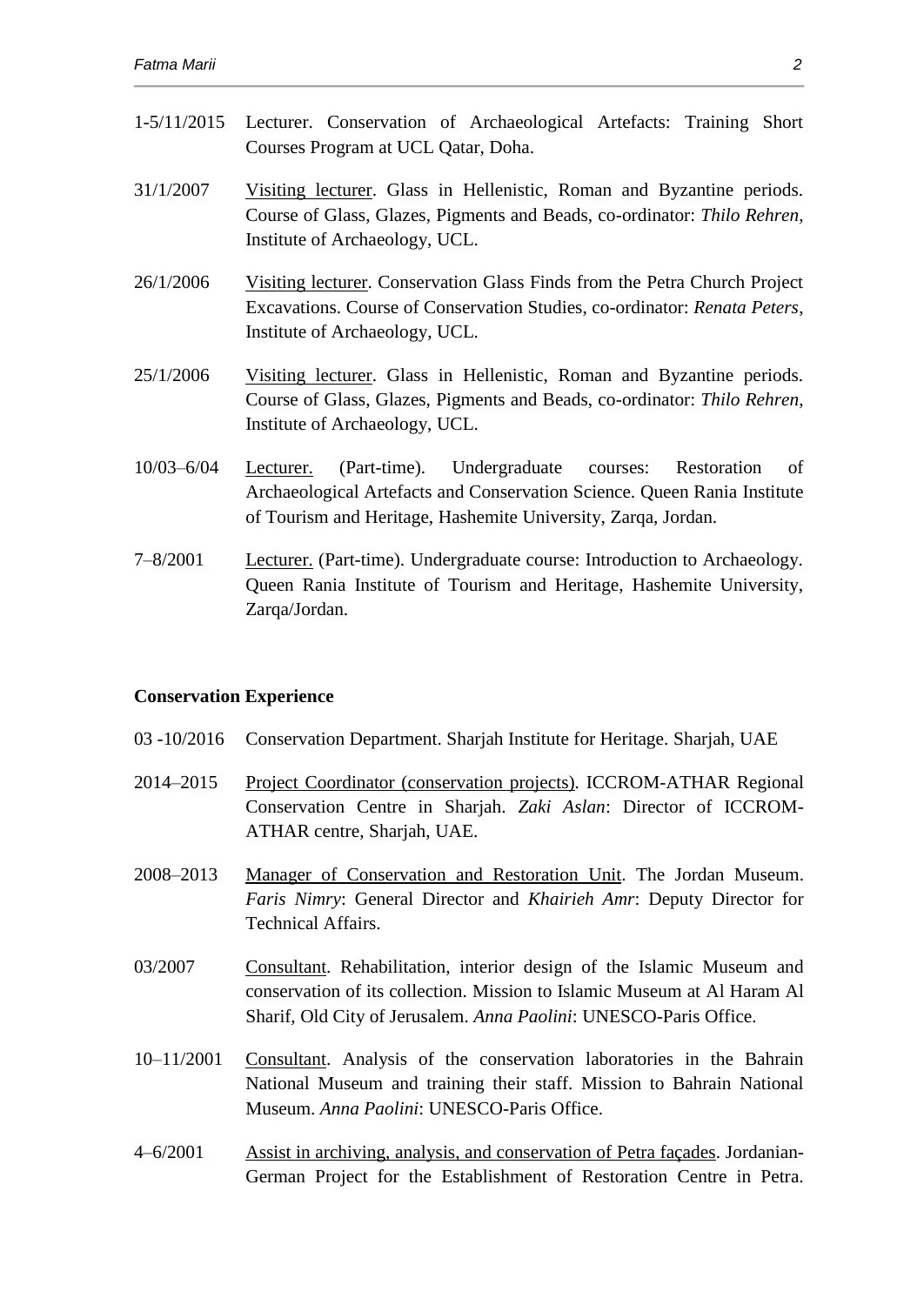1-5/11/2015 Lecturer. Conservation of Archaeological Artefacts: Training Short Courses Program at UCL Qatar, Doha.

31/1/2007 <u>Visiting lecturer</u>. Glass in Hellenistic, Roman and Byzantine periods. Course of Glass, Glazes, Pigments and Beads, co-ordinator: *Thilo Rehren*, Institute of Archaeology, UCL.

26/1/2006 <u>Visiting lecturer</u>. Conservation Glass Finds from the Petra Church Project Excavations. Course of Conservation Studies, co-ordinator: *Renata Peters*, Institute of Archaeology, UCL.

25/1/2006 <u>Visiting lecturer</u>. Glass in Hellenistic, Roman and Byzantine periods. Course of Glass, Glazes, Pigments and Beads, co-ordinator: *Thilo Rehren*, Institute of Archaeology, UCL.

10/03–6/04 <u>Lecturer.</u> (Part-time). Undergraduate courses: Restoration of Archaeological Artefacts and Conservation Science. Queen Rania Institute of Tourism and Heritage, Hashemite University, Zarqa, Jordan.

7–8/2001 <u>Lecturer.</u> (Part-time). Undergraduate course: Introduction to Archaeology. Queen Rania Institute of Tourism and Heritage, Hashemite University, Zarqa/Jordan.

**Conservation Experience**

03 -10/2016 Conservation Department. Sharjah Institute for Heritage. Sharjah, UAE

2014–2015 <u>Project Coordinator (conservation projects)</u>. ICCROM-ATHAR Regional Conservation Centre in Sharjah. *Zaki Aslan*: Director of ICCROM-ATHAR centre, Sharjah, UAE.

2008–2013 <u>Manager of Conservation and Restoration Unit</u>. The Jordan Museum. *Faris Nimry*: General Director and *Khairieh Amr*: Deputy Director for Technical Affairs.

03/2007 <u>Consultant</u>. Rehabilitation, interior design of the Islamic Museum and conservation of its collection. Mission to Islamic Museum at Al Haram Al Sharif, Old City of Jerusalem. *Anna Paolini*: UNESCO-Paris Office.

10–11/2001 <u>Consultant</u>. Analysis of the conservation laboratories in the Bahrain National Museum and training their staff. Mission to Bahrain National Museum. *Anna Paolini*: UNESCO-Paris Office.

4–6/2001 <u>Assist in archiving, analysis, and conservation of Petra façades</u>. Jordanian-German Project for the Establishment of Restoration Centre in Petra.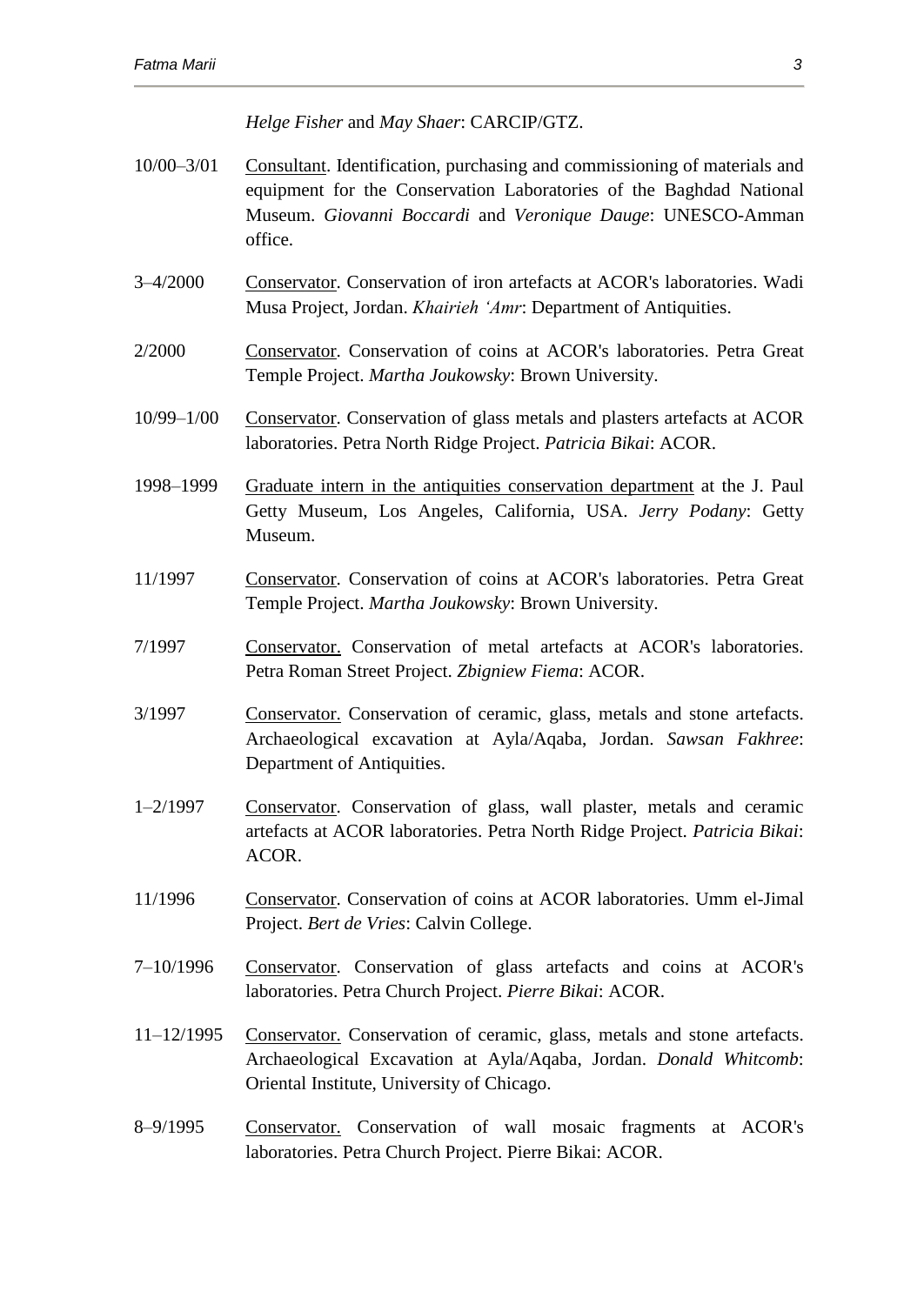*Helge Fisher* and *May Shaer*: CARCIP/GTZ.

10/00–3/01 Consultant. Identification, purchasing and commissioning of materials and equipment for the Conservation Laboratories of the Baghdad National Museum. *Giovanni Boccardi* and *Veronique Dauge*: UNESCO-Amman office.

3–4/2000 Conservator. Conservation of iron artefacts at ACOR's laboratories. Wadi Musa Project, Jordan. *Khairieh ʻAmr*: Department of Antiquities.

2/2000 Conservator. Conservation of coins at ACOR's laboratories. Petra Great Temple Project. *Martha Joukowsky*: Brown University.

10/99–1/00 Conservator. Conservation of glass metals and plasters artefacts at ACOR laboratories. Petra North Ridge Project. *Patricia Bikai*: ACOR.

1998–1999 Graduate intern in the antiquities conservation department at the J. Paul Getty Museum, Los Angeles, California, USA. *Jerry Podany*: Getty Museum.

11/1997 Conservator. Conservation of coins at ACOR's laboratories. Petra Great Temple Project. *Martha Joukowsky*: Brown University.

7/1997 Conservator. Conservation of metal artefacts at ACOR's laboratories. Petra Roman Street Project. *Zbigniew Fiema*: ACOR.

3/1997 Conservator. Conservation of ceramic, glass, metals and stone artefacts. Archaeological excavation at Ayla/Aqaba, Jordan. *Sawsan Fakhree*: Department of Antiquities.

1–2/1997 Conservator. Conservation of glass, wall plaster, metals and ceramic artefacts at ACOR laboratories. Petra North Ridge Project. *Patricia Bikai*: ACOR.

11/1996 Conservator. Conservation of coins at ACOR laboratories. Umm el-Jimal Project. *Bert de Vries*: Calvin College.

7–10/1996 Conservator. Conservation of glass artefacts and coins at ACOR's laboratories. Petra Church Project. *Pierre Bikai*: ACOR.

11–12/1995 Conservator. Conservation of ceramic, glass, metals and stone artefacts. Archaeological Excavation at Ayla/Aqaba, Jordan. *Donald Whitcomb*: Oriental Institute, University of Chicago.

8–9/1995 Conservator. Conservation of wall mosaic fragments at ACOR's laboratories. Petra Church Project. Pierre Bikai: ACOR.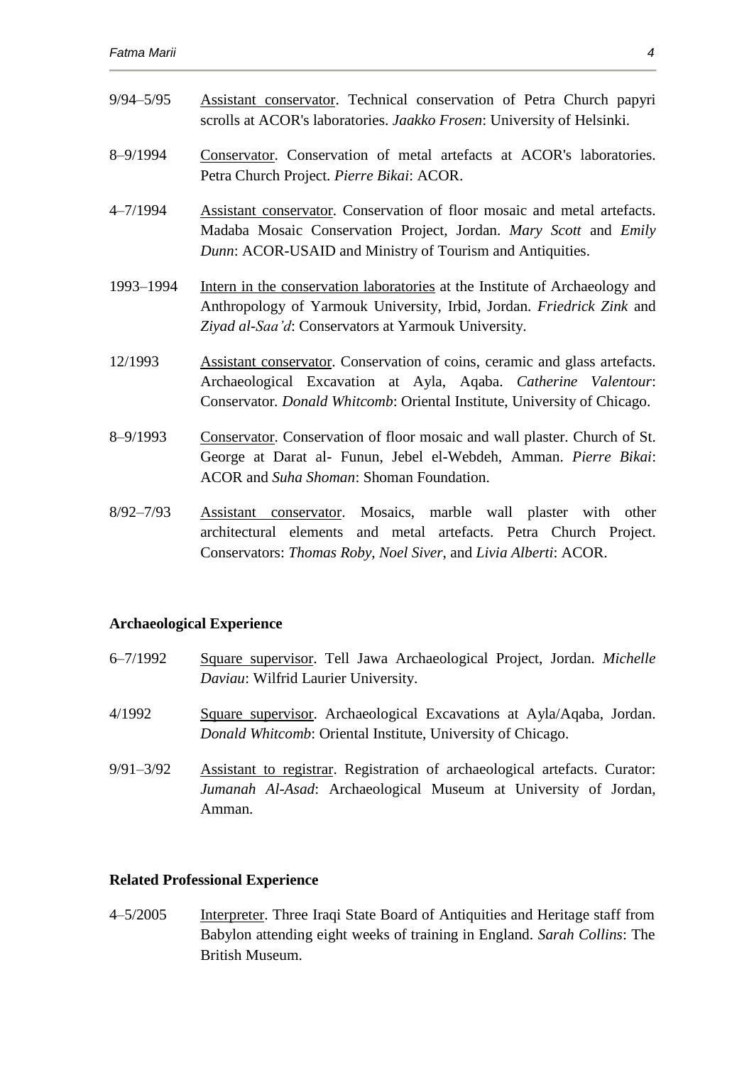9/94–5/95 Assistant conservator. Technical conservation of Petra Church papyri scrolls at ACOR's laboratories. *Jaakko Frosen*: University of Helsinki.

8–9/1994 Conservator. Conservation of metal artefacts at ACOR's laboratories. Petra Church Project. *Pierre Bikai*: ACOR.

4–7/1994 Assistant conservator. Conservation of floor mosaic and metal artefacts. Madaba Mosaic Conservation Project, Jordan. *Mary Scott* and *Emily Dunn*: ACOR-USAID and Ministry of Tourism and Antiquities.

1993–1994 Intern in the conservation laboratories at the Institute of Archaeology and Anthropology of Yarmouk University, Irbid, Jordan. *Friedrick Zink* and *Ziyad al-Saa'd*: Conservators at Yarmouk University.

12/1993 Assistant conservator. Conservation of coins, ceramic and glass artefacts. Archaeological Excavation at Ayla, Aqaba. *Catherine Valentour*: Conservator. *Donald Whitcomb*: Oriental Institute, University of Chicago.

8–9/1993 Conservator. Conservation of floor mosaic and wall plaster. Church of St. George at Darat al- Funun, Jebel el-Webdeh, Amman. *Pierre Bikai*: ACOR and *Suha Shoman*: Shoman Foundation.

8/92–7/93 Assistant conservator. Mosaics, marble wall plaster with other architectural elements and metal artefacts. Petra Church Project. Conservators: *Thomas Roby*, *Noel Siver*, and *Livia Alberti*: ACOR.

**Archaeological Experience**

6–7/1992 Square supervisor. Tell Jawa Archaeological Project, Jordan. *Michelle Daviau*: Wilfrid Laurier University.

4/1992 Square supervisor. Archaeological Excavations at Ayla/Aqaba, Jordan. *Donald Whitcomb*: Oriental Institute, University of Chicago.

9/91–3/92 Assistant to registrar. Registration of archaeological artefacts. Curator: *Jumanah Al-Asad*: Archaeological Museum at University of Jordan, Amman.

**Related Professional Experience**

4–5/2005 Interpreter. Three Iraqi State Board of Antiquities and Heritage staff from Babylon attending eight weeks of training in England. *Sarah Collins*: The British Museum.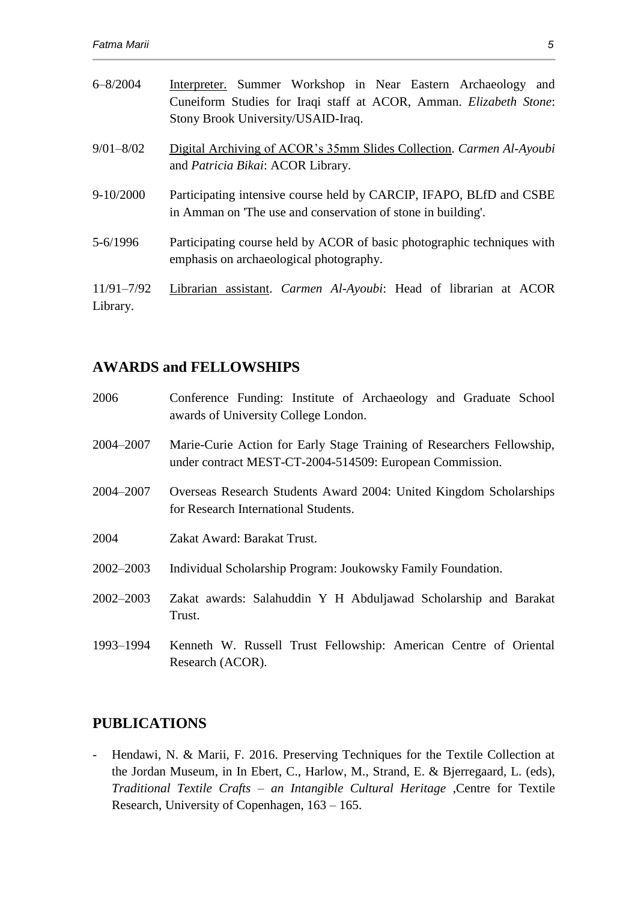6–8/2004 <u>Interpreter.</u> Summer Workshop in Near Eastern Archaeology and Cuneiform Studies for Iraqi staff at ACOR, Amman. *Elizabeth Stone*: Stony Brook University/USAID-Iraq.

9/01–8/02 <u>Digital Archiving of ACOR's 35mm Slides Collection</u>. *Carmen Al-Ayoubi* and *Patricia Bikai*: ACOR Library.

9-10/2000 Participating intensive course held by CARCIP, IFAPO, BLfD and CSBE in Amman on 'The use and conservation of stone in building'.

5-6/1996 Participating course held by ACOR of basic photographic techniques with emphasis on archaeological photography.

11/91–7/92 <u>Librarian assistant</u>. *Carmen Al-Ayoubi*: Head of librarian at ACOR Library.

## AWARDS and FELLOWSHIPS

2006 Conference Funding: Institute of Archaeology and Graduate School awards of University College London.

2004–2007 Marie-Curie Action for Early Stage Training of Researchers Fellowship, under contract MEST-CT-2004-514509: European Commission.

2004–2007 Overseas Research Students Award 2004: United Kingdom Scholarships for Research International Students.

2004 Zakat Award: Barakat Trust.

2002–2003 Individual Scholarship Program: Joukowsky Family Foundation.

2002–2003 Zakat awards: Salahuddin Y H Abduljawad Scholarship and Barakat Trust.

1993–1994 Kenneth W. Russell Trust Fellowship: American Centre of Oriental Research (ACOR).

## PUBLICATIONS

- Hendawi, N. & Marii, F. 2016. Preserving Techniques for the Textile Collection at the Jordan Museum, in In Ebert, C., Harlow, M., Strand, E. & Bjerregaard, L. (eds), *Traditional Textile Crafts – an Intangible Cultural Heritage* ,Centre for Textile Research, University of Copenhagen, 163 – 165.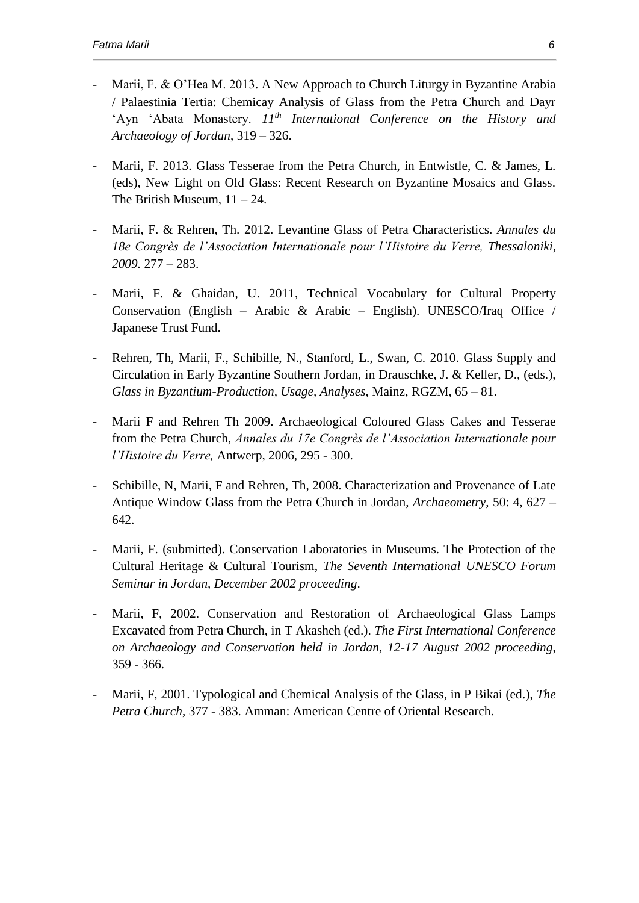- Marii, F. & O'Hea M. 2013. A New Approach to Church Liturgy in Byzantine Arabia / Palaestinia Tertia: Chemicay Analysis of Glass from the Petra Church and Dayr 'Ayn 'Abata Monastery. *11th International Conference on the History and Archaeology of Jordan*, 319 – 326.

- Marii, F. 2013. Glass Tesserae from the Petra Church, in Entwistle, C. & James, L. (eds), New Light on Old Glass: Recent Research on Byzantine Mosaics and Glass. The British Museum, 11 – 24.

- Marii, F. & Rehren, Th. 2012. Levantine Glass of Petra Characteristics. *Annales du 18e Congrès de l'Association Internationale pour l'Histoire du Verre, Thessaloniki, 2009.* 277 – 283.

- Marii, F. & Ghaidan, U. 2011, Technical Vocabulary for Cultural Property Conservation (English – Arabic & Arabic – English). UNESCO/Iraq Office / Japanese Trust Fund.

- Rehren, Th, Marii, F., Schibille, N., Stanford, L., Swan, C. 2010. Glass Supply and Circulation in Early Byzantine Southern Jordan, in Drauschke, J. & Keller, D., (eds.), *Glass in Byzantium-Production, Usage, Analyses*, Mainz, RGZM, 65 – 81.

- Marii F and Rehren Th 2009. Archaeological Coloured Glass Cakes and Tesserae from the Petra Church, *Annales du 17e Congrès de l'Association Internationale pour l'Histoire du Verre,* Antwerp, 2006, 295 - 300.

- Schibille, N, Marii, F and Rehren, Th, 2008. Characterization and Provenance of Late Antique Window Glass from the Petra Church in Jordan, *Archaeometry*, 50: 4, 627 – 642.

- Marii, F. (submitted). Conservation Laboratories in Museums. The Protection of the Cultural Heritage & Cultural Tourism, *The Seventh International UNESCO Forum Seminar in Jordan, December 2002 proceeding*.

- Marii, F, 2002. Conservation and Restoration of Archaeological Glass Lamps Excavated from Petra Church, in T Akasheh (ed.). *The First International Conference on Archaeology and Conservation held in Jordan, 12-17 August 2002 proceeding*, 359 - 366.

- Marii, F, 2001. Typological and Chemical Analysis of the Glass, in P Bikai (ed.), *The Petra Church*, 377 - 383. Amman: American Centre of Oriental Research.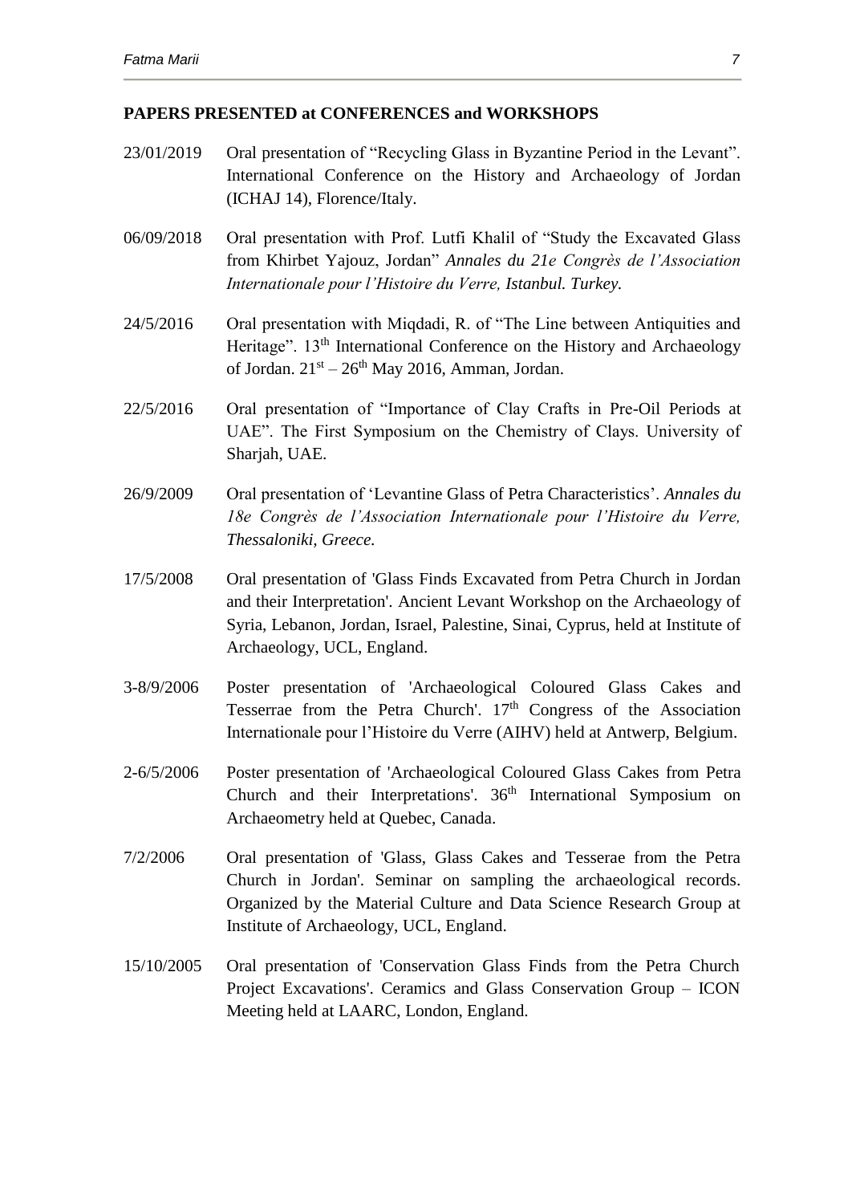## PAPERS PRESENTED at CONFERENCES and WORKSHOPS

23/01/2019 Oral presentation of "Recycling Glass in Byzantine Period in the Levant". International Conference on the History and Archaeology of Jordan (ICHAJ 14), Florence/Italy.

06/09/2018 Oral presentation with Prof. Lutfi Khalil of "Study the Excavated Glass from Khirbet Yajouz, Jordan" *Annales du 21e Congrès de l'Association Internationale pour l'Histoire du Verre, Istanbul. Turkey.*

24/5/2016 Oral presentation with Miqdadi, R. of "The Line between Antiquities and Heritage". 13th International Conference on the History and Archaeology of Jordan. 21st – 26th May 2016, Amman, Jordan.

22/5/2016 Oral presentation of "Importance of Clay Crafts in Pre-Oil Periods at UAE". The First Symposium on the Chemistry of Clays. University of Sharjah, UAE.

26/9/2009 Oral presentation of 'Levantine Glass of Petra Characteristics'. *Annales du 18e Congrès de l'Association Internationale pour l'Histoire du Verre, Thessaloniki, Greece.*

17/5/2008 Oral presentation of 'Glass Finds Excavated from Petra Church in Jordan and their Interpretation'. Ancient Levant Workshop on the Archaeology of Syria, Lebanon, Jordan, Israel, Palestine, Sinai, Cyprus, held at Institute of Archaeology, UCL, England.

3-8/9/2006 Poster presentation of 'Archaeological Coloured Glass Cakes and Tesserrae from the Petra Church'. 17th Congress of the Association Internationale pour l'Histoire du Verre (AIHV) held at Antwerp, Belgium.

2-6/5/2006 Poster presentation of 'Archaeological Coloured Glass Cakes from Petra Church and their Interpretations'. 36th International Symposium on Archaeometry held at Quebec, Canada.

7/2/2006 Oral presentation of 'Glass, Glass Cakes and Tesserae from the Petra Church in Jordan'. Seminar on sampling the archaeological records. Organized by the Material Culture and Data Science Research Group at Institute of Archaeology, UCL, England.

15/10/2005 Oral presentation of 'Conservation Glass Finds from the Petra Church Project Excavations'. Ceramics and Glass Conservation Group – ICON Meeting held at LAARC, London, England.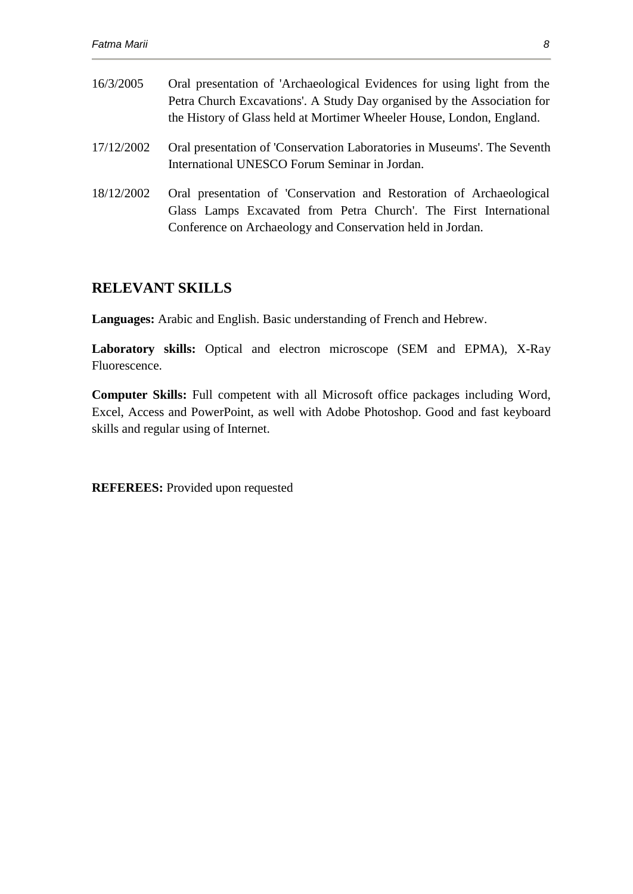16/3/2005 Oral presentation of 'Archaeological Evidences for using light from the Petra Church Excavations'. A Study Day organised by the Association for the History of Glass held at Mortimer Wheeler House, London, England.

17/12/2002 Oral presentation of 'Conservation Laboratories in Museums'. The Seventh International UNESCO Forum Seminar in Jordan.

18/12/2002 Oral presentation of 'Conservation and Restoration of Archaeological Glass Lamps Excavated from Petra Church'. The First International Conference on Archaeology and Conservation held in Jordan.

## RELEVANT SKILLS

**Languages:** Arabic and English. Basic understanding of French and Hebrew.

**Laboratory skills:** Optical and electron microscope (SEM and EPMA), X-Ray Fluorescence.

**Computer Skills:** Full competent with all Microsoft office packages including Word, Excel, Access and PowerPoint, as well with Adobe Photoshop. Good and fast keyboard skills and regular using of Internet.

**REFEREES:** Provided upon requested